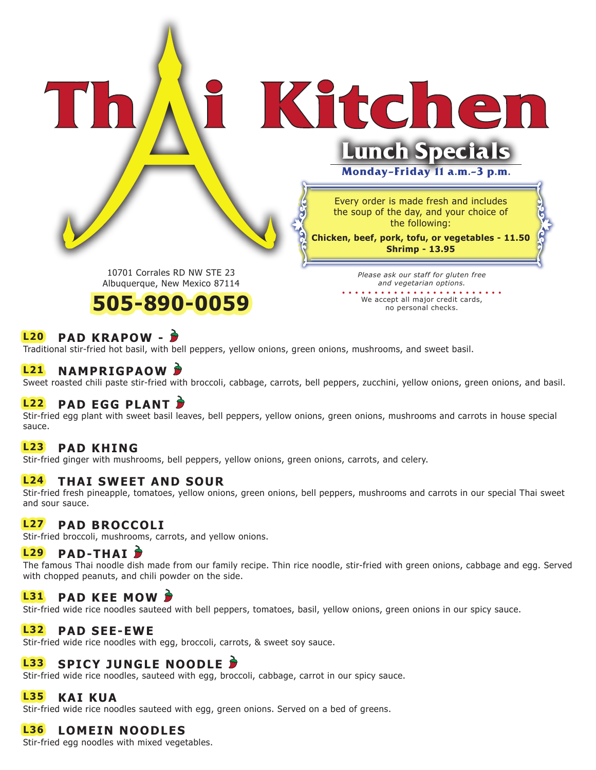# Thai Kitchen

## Lunch Specials

**Monday–Friday 11 a.m.–3 p.m.**

Every order is made fresh and includes the soup of the day, and your choice of the following:

**Chicken, beef, pork, tofu, or vegetables - 11.50**
**Shrimp - 13.95**

10701 Corrales RD NW STE 23
Albuquerque, New Mexico 87114

**505-890-0059**

*Please ask our staff for gluten free and vegetarian options.*

We accept all major credit cards, no personal checks.

### L20 PAD KRAPOW -
Traditional stir-fried hot basil, with bell peppers, yellow onions, green onions, mushrooms, and sweet basil.

### L21 NAMPRIGPAOW
Sweet roasted chili paste stir-fried with broccoli, cabbage, carrots, bell peppers, zucchini, yellow onions, green onions, and basil.

### L22 PAD EGG PLANT
Stir-fried egg plant with sweet basil leaves, bell peppers, yellow onions, green onions, mushrooms and carrots in house special sauce.

### L23 PAD KHING
Stir-fried ginger with mushrooms, bell peppers, yellow onions, green onions, carrots, and celery.

### L24 THAI SWEET AND SOUR
Stir-fried fresh pineapple, tomatoes, yellow onions, green onions, bell peppers, mushrooms and carrots in our special Thai sweet and sour sauce.

### L27 PAD BROCCOLI
Stir-fried broccoli, mushrooms, carrots, and yellow onions.

### L29 PAD-THAI
The famous Thai noodle dish made from our family recipe. Thin rice noodle, stir-fried with green onions, cabbage and egg. Served with chopped peanuts, and chili powder on the side.

### L31 PAD KEE MOW
Stir-fried wide rice noodles sauteed with bell peppers, tomatoes, basil, yellow onions, green onions in our spicy sauce.

### L32 PAD SEE-EWE
Stir-fried wide rice noodles with egg, broccoli, carrots, & sweet soy sauce.

### L33 SPICY JUNGLE NOODLE
Stir-fried wide rice noodles, sauteed with egg, broccoli, cabbage, carrot in our spicy sauce.

### L35 KAI KUA
Stir-fried wide rice noodles sauteed with egg, green onions. Served on a bed of greens.

### L36 LOMEIN NOODLES
Stir-fried egg noodles with mixed vegetables.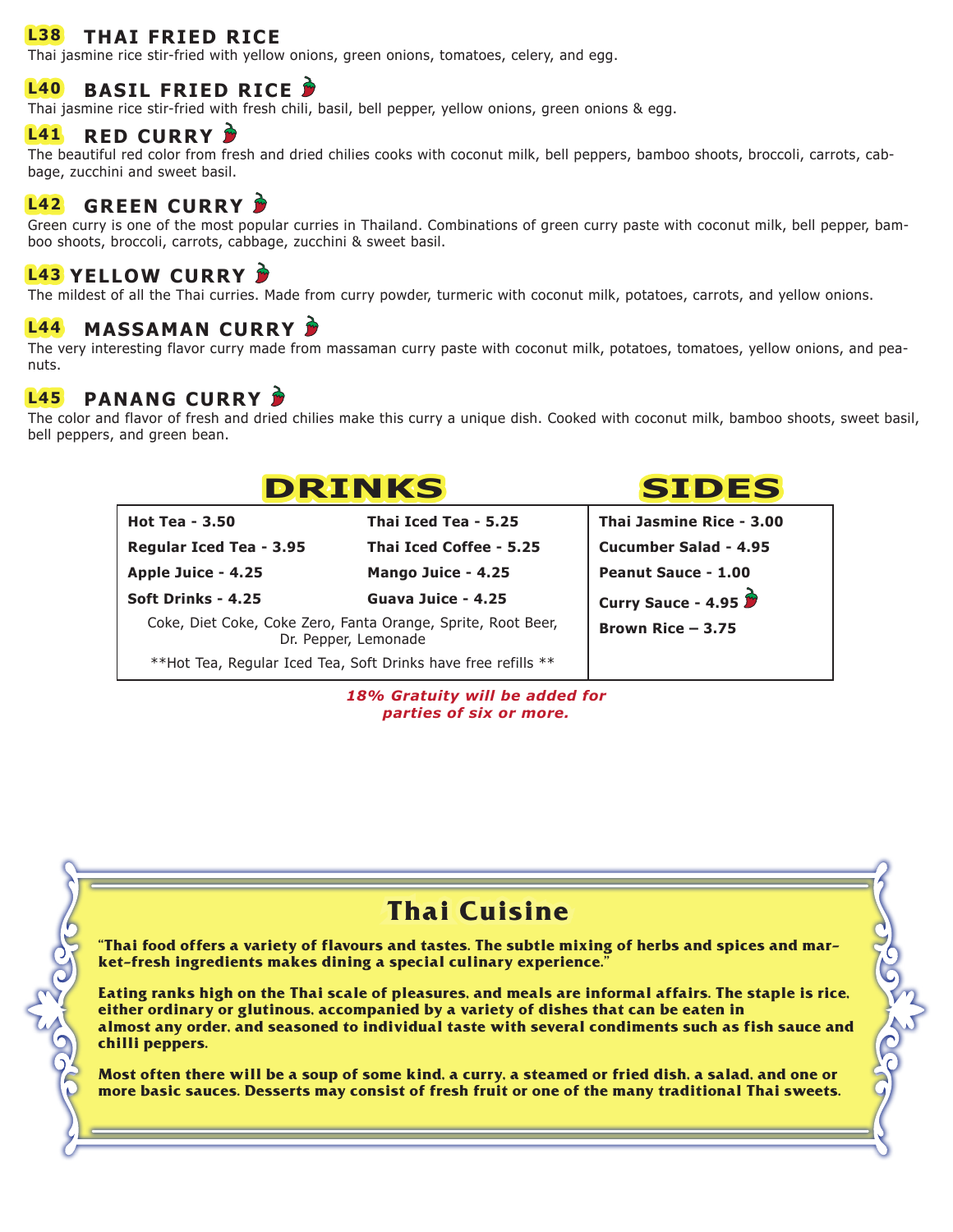### L38 THAI FRIED RICE
Thai jasmine rice stir-fried with yellow onions, green onions, tomatoes, celery, and egg.

### L40 BASIL FRIED RICE
Thai jasmine rice stir-fried with fresh chili, basil, bell pepper, yellow onions, green onions & egg.

### L41 RED CURRY
The beautiful red color from fresh and dried chilies cooks with coconut milk, bell peppers, bamboo shoots, broccoli, carrots, cabbage, zucchini and sweet basil.

### L42 GREEN CURRY
Green curry is one of the most popular curries in Thailand. Combinations of green curry paste with coconut milk, bell pepper, bamboo shoots, broccoli, carrots, cabbage, zucchini & sweet basil.

### L43 YELLOW CURRY
The mildest of all the Thai curries. Made from curry powder, turmeric with coconut milk, potatoes, carrots, and yellow onions.

### L44 MASSAMAN CURRY
The very interesting flavor curry made from massaman curry paste with coconut milk, potatoes, tomatoes, yellow onions, and peanuts.

### L45 PANANG CURRY
The color and flavor of fresh and dried chilies make this curry a unique dish. Cooked with coconut milk, bamboo shoots, sweet basil, bell peppers, and green bean.

## DRINKS

| | |
|---|---|
| **Hot Tea - 3.50** | **Thai Iced Tea - 5.25** |
| **Regular Iced Tea - 3.95** | **Thai Iced Coffee - 5.25** |
| **Apple Juice - 4.25** | **Mango Juice - 4.25** |
| **Soft Drinks - 4.25** | **Guava Juice - 4.25** |

Coke, Diet Coke, Coke Zero, Fanta Orange, Sprite, Root Beer, Dr. Pepper, Lemonade

**Hot Tea, Regular Iced Tea, Soft Drinks have free refills **

## SIDES

**Thai Jasmine Rice - 3.00**

**Cucumber Salad - 4.95**

**Peanut Sauce - 1.00**

**Curry Sauce - 4.95**

**Brown Rice – 3.75**

***18% Gratuity will be added for parties of six or more.***

## Thai Cuisine

**"Thai food offers a variety of flavours and tastes. The subtle mixing of herbs and spices and market-fresh ingredients makes dining a special culinary experience."**

**Eating ranks high on the Thai scale of pleasures, and meals are informal affairs. The staple is rice, either ordinary or glutinous, accompanied by a variety of dishes that can be eaten in almost any order, and seasoned to individual taste with several condiments such as fish sauce and chilli peppers.**

**Most often there will be a soup of some kind, a curry, a steamed or fried dish, a salad, and one or more basic sauces. Desserts may consist of fresh fruit or one of the many traditional Thai sweets.**